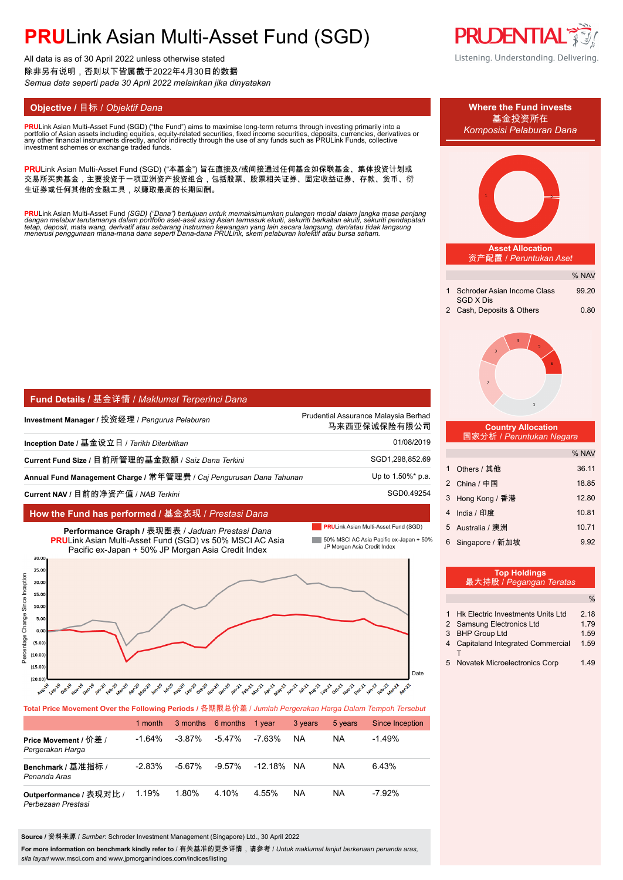# PRULink Asian Multi-Asset Fund (SGD)

All data is as of 30 April 2022 unless otherwise stated
除非另有说明，否则以下皆属截于2022年4月30日的数据
*Semua data seperti pada 30 April 2022 melainkan jika dinyatakan*

Listening. Understanding. Delivering.

## Objective / 目标 / *Objektif Dana*

**PRU**Link Asian Multi-Asset Fund (SGD) ("the Fund") aims to maximise long-term returns through investing primarily into a portfolio of Asian assets including equities, equity-related securities, fixed income securities, deposits, currencies, derivatives or any other financial instruments directly, and/or indirectly through the use of any funds such as PRULink Funds, collective investment schemes or exchange traded funds.

**PRU**Link Asian Multi-Asset Fund (SGD) ("本基金") 旨在直接及/或间接通过任何基金如保联基金、集体投资计划或交易所买卖基金，主要投资于一项亚洲资产投资组合，包括股票、股票相关证券、固定收益证券、存款、货币、衍生证券或任何其他的金融工具，以赚取最高的长期回酬。

*PRULink Asian Multi-Asset Fund (SGD) ("Dana") bertujuan untuk memaksimumkan pulangan modal dalam jangka masa panjang dengan melabur terutamanya dalam portfolio aset-aset asing Asian termasuk ekuiti, sekuriti berkaitan ekuiti, sekuriti pendapatan tetap, deposit, mata wang, derivatif atau sebarang instrumen kewangan yang lain secara langsung, dan/atau tidak langsung menerusi penggunaan mana-mana dana seperti Dana-dana PRULink, skem pelaburan kolektif atau bursa saham.*

## Fund Details / 基金详情 / *Maklumat Terperinci Dana*

| | |
|---|---|
| **Investment Manager /** 投资经理 / *Pengurus Pelaburan* | Prudential Assurance Malaysia Berhad 马来西亚保诚保险有限公司 |
| **Inception Date /** 基金设立日 / *Tarikh Diterbitkan* | 01/08/2019 |
| **Current Fund Size /** 目前所管理的基金数额 / *Saiz Dana Terkini* | SGD1,298,852.69 |
| **Annual Fund Management Charge /** 常年管理费 / *Caj Pengurusan Dana Tahunan* | Up to 1.50%* p.a. |
| **Current NAV /** 目前的净资产值 / *NAB Terkini* | SGD0.49254 |

## How the Fund has performed / 基金表现 / *Prestasi Dana*

**Performance Graph /** 表现图表 / *Jaduan Prestasi Dana*
**PRU**Link Asian Multi-Asset Fund (SGD) vs 50% MSCI AC Asia Pacific ex-Japan + 50% JP Morgan Asia Credit Index

**Total Price Movement Over the Following Periods** / 各期限总价差 / *Jumlah Pergerakan Harga Dalam Tempoh Tersebut*

| | 1 month | 3 months | 6 months | 1 year | 3 years | 5 years | Since Inception |
|---|---|---|---|---|---|---|---|
| **Price Movement /** 价差 / *Pergerakan Harga* | -1.64% | -3.87% | -5.47% | -7.63% | NA | NA | -1.49% |
| **Benchmark /** 基准指标 / *Penanda Aras* | -2.83% | -5.67% | -9.57% | -12.18% | NA | NA | 6.43% |
| **Outperformance /** 表现对比 / *Perbezaan Prestasi* | 1.19% | 1.80% | 4.10% | 4.55% | NA | NA | -7.92% |

**Source /** 资料来源 / *Sumber*: Schroder Investment Management (Singapore) Ltd., 30 April 2022

**For more information on benchmark kindly refer to** / 有关基准的更多详情，请参考 / *Untuk maklumat lanjut berkenaan penanda aras, sila layari* www.msci.com and www.jpmorganindices.com/indices/listing

## Where the Fund invests / 基金投资所在 / *Komposisi Pelaburan Dana*

### Asset Allocation / 资产配置 / *Peruntukan Aset*

| | | % NAV |
|---|---|---|
| 1 | Schroder Asian Income Class SGD X Dis | 99.20 |
| 2 | Cash, Deposits & Others | 0.80 |

### Country Allocation / 国家分析 / *Peruntukan Negara*

| | | % NAV |
|---|---|---|
| 1 | Others / 其他 | 36.11 |
| 2 | China / 中国 | 18.85 |
| 3 | Hong Kong / 香港 | 12.80 |
| 4 | India / 印度 | 10.81 |
| 5 | Australia / 澳洲 | 10.71 |
| 6 | Singapore / 新加坡 | 9.92 |

### Top Holdings / 最大持股 / *Pegangan Teratas*

| | | % |
|---|---|---|
| 1 | Hk Electric Investments Units Ltd | 2.18 |
| 2 | Samsung Electronics Ltd | 1.79 |
| 3 | BHP Group Ltd | 1.59 |
| 4 | Capitaland Integrated Commercial T | 1.59 |
| 5 | Novatek Microelectronics Corp | 1.49 |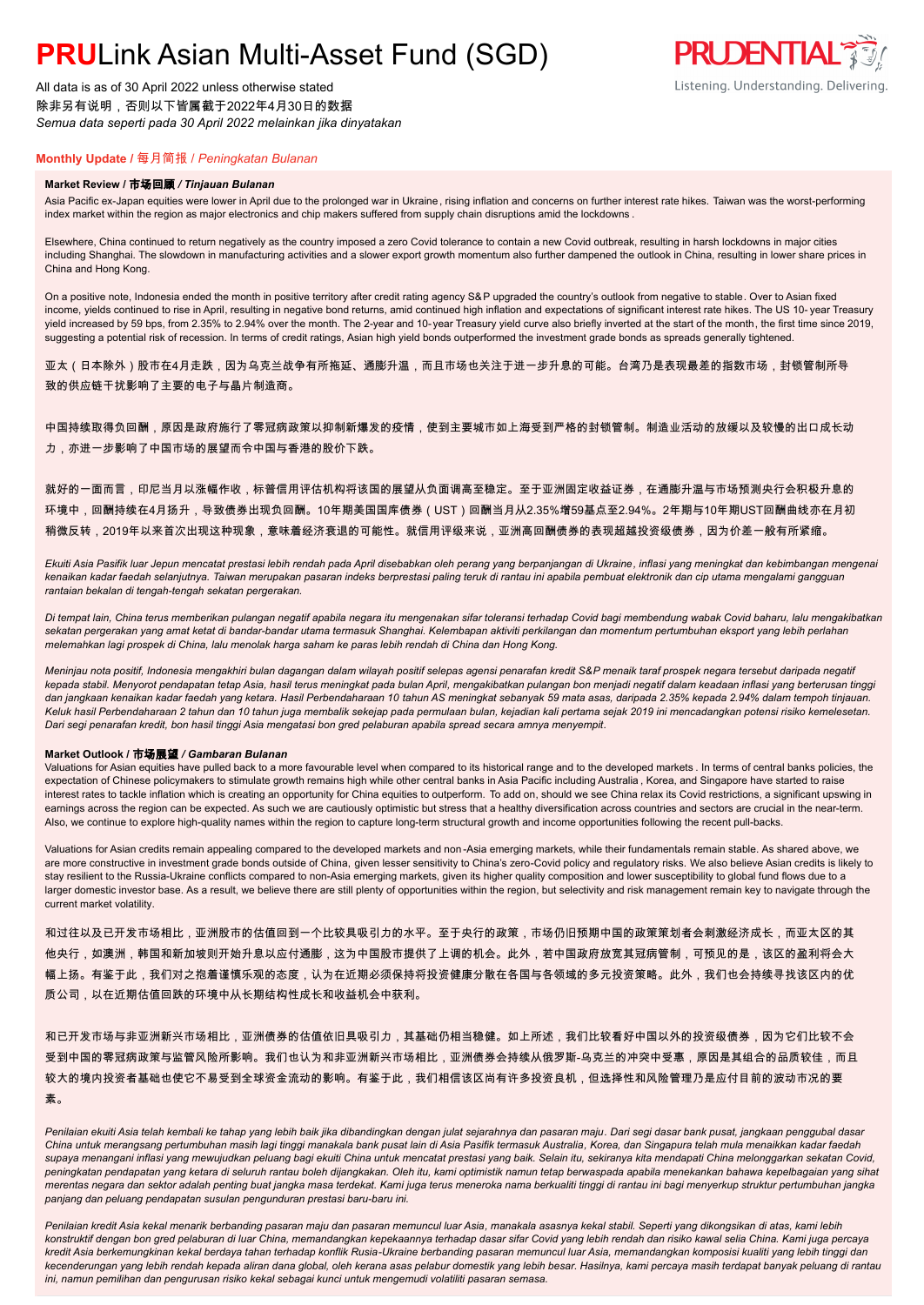# **PRU**Link Asian Multi-Asset Fund (SGD)

All data is as of 30 April 2022 unless otherwise stated
除非另有说明，否则以下皆属截于2022年4月30日的数据
*Semua data seperti pada 30 April 2022 melainkan jika dinyatakan*

## Monthly Update / 每月简报 / *Peningkatan Bulanan*

### Market Review / 市场回顾 / *Tinjauan Bulanan*

Asia Pacific ex-Japan equities were lower in April due to the prolonged war in Ukraine, rising inflation and concerns on further interest rate hikes. Taiwan was the worst-performing index market within the region as major electronics and chip makers suffered from supply chain disruptions amid the lockdowns.

Elsewhere, China continued to return negatively as the country imposed a zero Covid tolerance to contain a new Covid outbreak, resulting in harsh lockdowns in major cities including Shanghai. The slowdown in manufacturing activities and a slower export growth momentum also further dampened the outlook in China, resulting in lower share prices in China and Hong Kong.

On a positive note, Indonesia ended the month in positive territory after credit rating agency S&P upgraded the country's outlook from negative to stable. Over to Asian fixed income, yields continued to rise in April, resulting in negative bond returns, amid continued high inflation and expectations of significant interest rate hikes. The US 10-year Treasury yield increased by 59 bps, from 2.35% to 2.94% over the month. The 2-year and 10-year Treasury yield curve also briefly inverted at the start of the month, the first time since 2019, suggesting a potential risk of recession. In terms of credit ratings, Asian high yield bonds outperformed the investment grade bonds as spreads generally tightened.

亚太（日本除外）股市在4月走跌，因为乌克兰战争有所拖延、通膨升温，而且市场也关注于进一步升息的可能。台湾乃是表现最差的指数市场，封锁管制所导致的供应链干扰影响了主要的电子与晶片制造商。

中国持续取得负回酬，原因是政府施行了零冠病政策以抑制新爆发的疫情，使到主要城市如上海受到严格的封锁管制。制造业活动的放缓以及较慢的出口成长动力，亦进一步影响了中国市场的展望而令中国与香港的股价下跌。

就好的一面而言，印尼当月以涨幅作收，标普信用评估机构将该国的展望从负面调高至稳定。至于亚洲固定收益证券，在通膨升温与市场预测央行会积极升息的环境中，回酬持续在4月扬升，导致债券出现负回酬。10年期美国国库债券（UST）回酬当月从2.35%增59基点至2.94%。2年期与10年期UST回酬曲线亦在月初稍微反转，2019年以来首次出现这种现象，意味着经济衰退的可能性。就信用评级来说，亚洲高回酬债券的表现超越投资级债券，因为价差一般有所紧缩。

*Ekuiti Asia Pasifik luar Jepun mencatat prestasi lebih rendah pada April disebabkan oleh perang yang berpanjangan di Ukraine, inflasi yang meningkat dan kebimbangan mengenai kenaikan kadar faedah selanjutnya. Taiwan merupakan pasaran indeks berprestasi paling teruk di rantau ini apabila pembuat elektronik dan cip utama mengalami gangguan rantaian bekalan di tengah-tengah sekatan pergerakan.*

*Di tempat lain, China terus memberikan pulangan negatif apabila negara itu mengenakan sifar toleransi terhadap Covid bagi membendung wabak Covid baharu, lalu mengakibatkan sekatan pergerakan yang amat ketat di bandar-bandar utama termasuk Shanghai. Kelembapan aktiviti perkilangan dan momentum pertumbuhan eksport yang lebih perlahan melemahkan lagi prospek di China, lalu menolak harga saham ke paras lebih rendah di China dan Hong Kong.*

*Meninjau nota positif, Indonesia mengakhiri bulan dagangan dalam wilayah positif selepas agensi penarafan kredit S&P menaik taraf prospek negara tersebut daripada negatif kepada stabil. Menyorot pendapatan tetap Asia, hasil terus meningkat pada bulan April, mengakibatkan pulangan bon menjadi negatif dalam keadaan inflasi yang berterusan tinggi dan jangkaan kenaikan kadar faedah yang ketara. Hasil Perbendaharaan 10 tahun AS meningkat sebanyak 59 mata asas, daripada 2.35% kepada 2.94% dalam tempoh tinjauan. Keluk hasil Perbendaharaan 2 tahun dan 10 tahun juga membalik sekejap pada permulaan bulan, kejadian kali pertama sejak 2019 ini mencadangkan potensi risiko kemelesetan. Dari segi penarafan kredit, bon hasil tinggi Asia mengatasi bon gred pelaburan apabila spread secara amnya menyempit.*

### Market Outlook / 市场展望 / *Gambaran Bulanan*

Valuations for Asian equities have pulled back to a more favourable level when compared to its historical range and to the developed markets. In terms of central banks policies, the expectation of Chinese policymakers to stimulate growth remains high while other central banks in Asia Pacific including Australia, Korea, and Singapore have started to raise interest rates to tackle inflation which is creating an opportunity for China equities to outperform. To add on, should we see China relax its Covid restrictions, a significant upswing in earnings across the region can be expected. As such we are cautiously optimistic but stress that a healthy diversification across countries and sectors are crucial in the near-term. Also, we continue to explore high-quality names within the region to capture long-term structural growth and income opportunities following the recent pull-backs.

Valuations for Asian credits remain appealing compared to the developed markets and non-Asia emerging markets, while their fundamentals remain stable. As shared above, we are more constructive in investment grade bonds outside of China, given lesser sensitivity to China's zero-Covid policy and regulatory risks. We also believe Asian credits is likely to stay resilient to the Russia-Ukraine conflicts compared to non-Asia emerging markets, given its higher quality composition and lower susceptibility to global fund flows due to a larger domestic investor base. As a result, we believe there are still plenty of opportunities within the region, but selectivity and risk management remain key to navigate through the current market volatility.

和过往以及已开发市场相比，亚洲股市的估值回到一个比较具吸引力的水平。至于央行的政策，市场仍旧预期中国的政策策划者会刺激经济成长，而亚太区的其他央行，如澳洲，韩国和新加坡则开始升息以应付通膨，这为中国股市提供了上调的机会。此外，若中国政府放宽其冠病管制，可预见的是，该区的盈利将会大幅上扬。有鉴于此，我们对之抱着谨慎乐观的态度，认为在近期必须保持将投资健康分散在各国与各领域的多元投资策略。此外，我们也会持续寻找该区内的优质公司，以在近期估值回跌的环境中从长期结构性成长和收益机会中获利。

和已开发市场与非亚洲新兴市场相比，亚洲债券的估值依旧具吸引力，其基础仍相当稳健。如上所述，我们比较看好中国以外的投资级债券，因为它们比较不会受到中国的零冠病政策与监管风险所影响。我们也认为和非亚洲新兴市场相比，亚洲债券会持续从俄罗斯-乌克兰的冲突中受惠，原因是其组合的品质较佳，而且较大的境内投资者基础也使它不易受到全球资金流动的影响。有鉴于此，我们相信该区尚有许多投资良机，但选择性和风险管理乃是应付目前的波动市况的要素。

*Penilaian ekuiti Asia telah kembali ke tahap yang lebih baik jika dibandingkan dengan julat sejarahnya dan pasaran maju. Dari segi dasar bank pusat, jangkaan penggubal dasar China untuk merangsang pertumbuhan masih lagi tinggi manakala bank pusat lain di Asia Pasifik termasuk Australia, Korea, dan Singapura telah mula menaikkan kadar faedah supaya menangani inflasi yang mewujudkan peluang bagi ekuiti China untuk mencatat prestasi yang baik. Selain itu, sekiranya kita mendapati China melonggarkan sekatan Covid, peningkatan pendapatan yang ketara di seluruh rantau boleh dijangkakan. Oleh itu, kami optimistik namun tetap berwaspada apabila menekankan bahawa kepelbagaian yang sihat merentas negara dan sektor adalah penting buat jangka masa terdekat. Kami juga terus meneroka nama berkualiti tinggi di rantau ini bagi menyerkup struktur pertumbuhan jangka panjang dan peluang pendapatan susulan pengunduran prestasi baru-baru ini.*

*Penilaian kredit Asia kekal menarik berbanding pasaran maju dan pasaran memuncul luar Asia, manakala asasnya kekal stabil. Seperti yang dikongsikan di atas, kami lebih konstruktif dengan bon gred pelaburan di luar China, memandangkan kepekaannya terhadap dasar sifar Covid yang lebih rendah dan risiko kawal selia China. Kami juga percaya kredit Asia berkemungkinan kekal berdaya tahan terhadap konflik Rusia-Ukraine berbanding pasaran memuncul luar Asia, memandangkan komposisi kualiti yang lebih tinggi dan kecenderungan yang lebih rendah kepada aliran dana global, oleh kerana asas pelabur domestik yang lebih besar. Hasilnya, kami percaya masih terdapat banyak peluang di rantau ini, namun pemilihan dan pengurusan risiko kekal sebagai kunci untuk mengemudi volatiliti pasaran semasa.*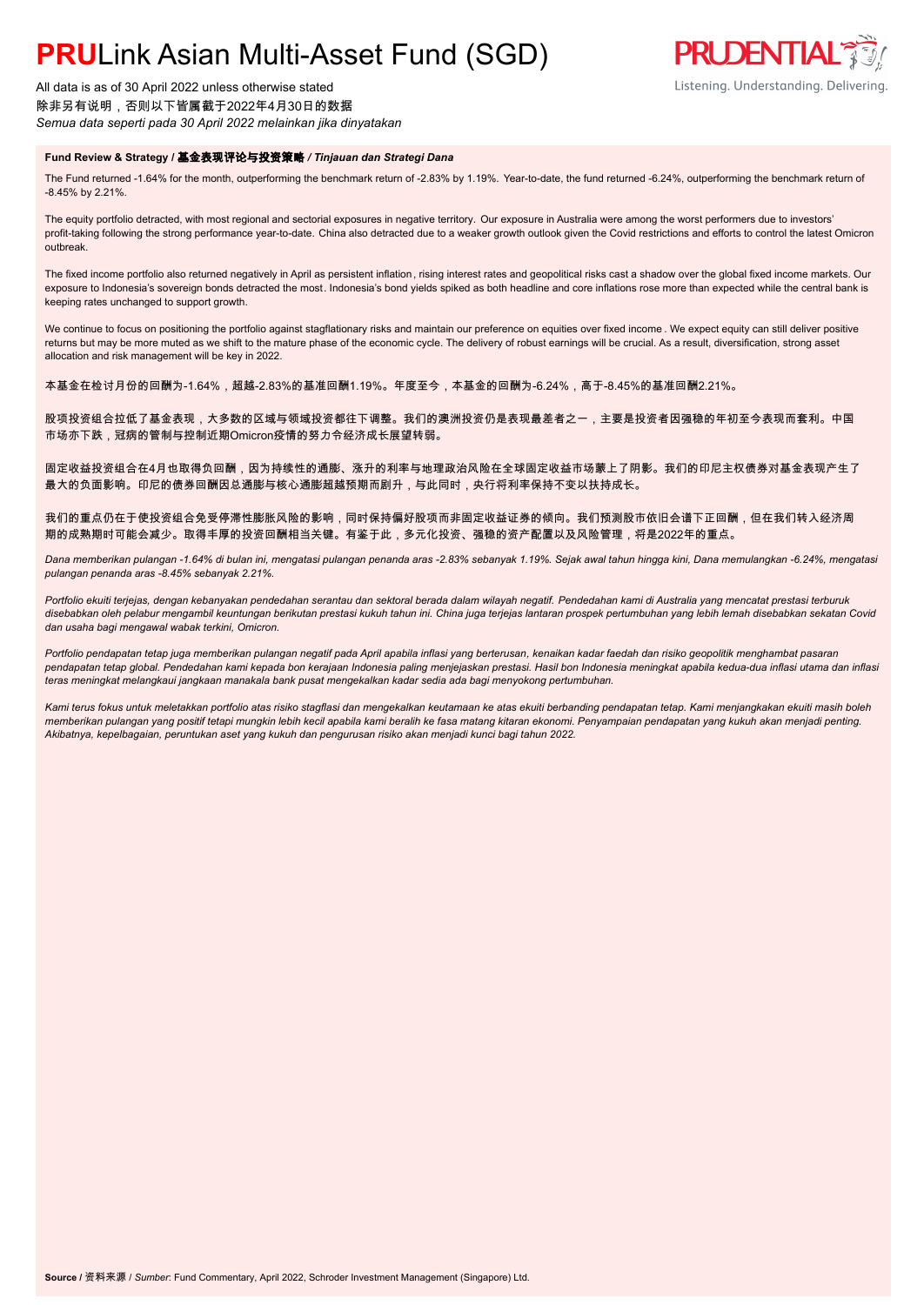# **PRU**Link Asian Multi-Asset Fund (SGD)

All data is as of 30 April 2022 unless otherwise stated
除非另有说明，否则以下皆属截于2022年4月30日的数据
*Semua data seperti pada 30 April 2022 melainkan jika dinyatakan*

Listening. Understanding. Delivering.

#### **Fund Review & Strategy / 基金表现评论与投资策略 / *Tinjauan dan Strategi Dana***

The Fund returned -1.64% for the month, outperforming the benchmark return of -2.83% by 1.19%. Year-to-date, the fund returned -6.24%, outperforming the benchmark return of -8.45% by 2.21%.

The equity portfolio detracted, with most regional and sectorial exposures in negative territory. Our exposure in Australia were among the worst performers due to investors' profit-taking following the strong performance year-to-date. China also detracted due to a weaker growth outlook given the Covid restrictions and efforts to control the latest Omicron outbreak.

The fixed income portfolio also returned negatively in April as persistent inflation, rising interest rates and geopolitical risks cast a shadow over the global fixed income markets. Our exposure to Indonesia's sovereign bonds detracted the most. Indonesia's bond yields spiked as both headline and core inflations rose more than expected while the central bank is keeping rates unchanged to support growth.

We continue to focus on positioning the portfolio against stagflationary risks and maintain our preference on equities over fixed income. We expect equity can still deliver positive returns but may be more muted as we shift to the mature phase of the economic cycle. The delivery of robust earnings will be crucial. As a result, diversification, strong asset allocation and risk management will be key in 2022.

本基金在检讨月份的回酬为-1.64%，超越-2.83%的基准回酬1.19%。年度至今，本基金的回酬为-6.24%，高于-8.45%的基准回酬2.21%。

股项投资组合拉低了基金表现，大多数的区域与领域投资都往下调整。我们的澳洲投资仍是表现最差者之一，主要是投资者因强稳的年初至今表现而套利。中国市场亦下跌，冠病的管制与控制近期Omicron疫情的努力令经济成长展望转弱。

固定收益投资组合在4月也取得负回酬，因为持续性的通膨、涨升的利率与地理政治风险在全球固定收益市场蒙上了阴影。我们的印尼主权债券对基金表现产生了最大的负面影响。印尼的债券回酬因总通膨与核心通膨超越预期而剧升，与此同时，央行将利率保持不变以扶持成长。

我们的重点仍在于使投资组合免受停滞性膨胀风险的影响，同时保持偏好股项而非固定收益证券的倾向。我们预测股市依旧会谱下正回酬，但在我们转入经济周期的成熟期时可能会减少。取得丰厚的投资回酬相当关键。有鉴于此，多元化投资、强稳的资产配置以及风险管理，将是2022年的重点。

*Dana memberikan pulangan -1.64% di bulan ini, mengatasi pulangan penanda aras -2.83% sebanyak 1.19%. Sejak awal tahun hingga kini, Dana memulangkan -6.24%, mengatasi pulangan penanda aras -8.45% sebanyak 2.21%.*

*Portfolio ekuiti terjejas, dengan kebanyakan pendedahan serantau dan sektoral berada dalam wilayah negatif. Pendedahan kami di Australia yang mencatat prestasi terburuk disebabkan oleh pelabur mengambil keuntungan berikutan prestasi kukuh tahun ini. China juga terjejas lantaran prospek pertumbuhan yang lebih lemah disebabkan sekatan Covid dan usaha bagi mengawal wabak terkini, Omicron.*

*Portfolio pendapatan tetap juga memberikan pulangan negatif pada April apabila inflasi yang berterusan, kenaikan kadar faedah dan risiko geopolitik menghambat pasaran pendapatan tetap global. Pendedahan kami kepada bon kerajaan Indonesia paling menjejaskan prestasi. Hasil bon Indonesia meningkat apabila kedua-dua inflasi utama dan inflasi teras meningkat melangkaui jangkaan manakala bank pusat mengekalkan kadar sedia ada bagi menyokong pertumbuhan.*

*Kami terus fokus untuk meletakkan portfolio atas risiko stagflasi dan mengekalkan keutamaan ke atas ekuiti berbanding pendapatan tetap. Kami menjangkakan ekuiti masih boleh memberikan pulangan yang positif tetapi mungkin lebih kecil apabila kami beralih ke fasa matang kitaran ekonomi. Penyampaian pendapatan yang kukuh akan menjadi penting. Akibatnya, kepelbagaian, peruntukan aset yang kukuh dan pengurusan risiko akan menjadi kunci bagi tahun 2022.*

**Source** / 资料来源 / *Sumber*: Fund Commentary, April 2022, Schroder Investment Management (Singapore) Ltd.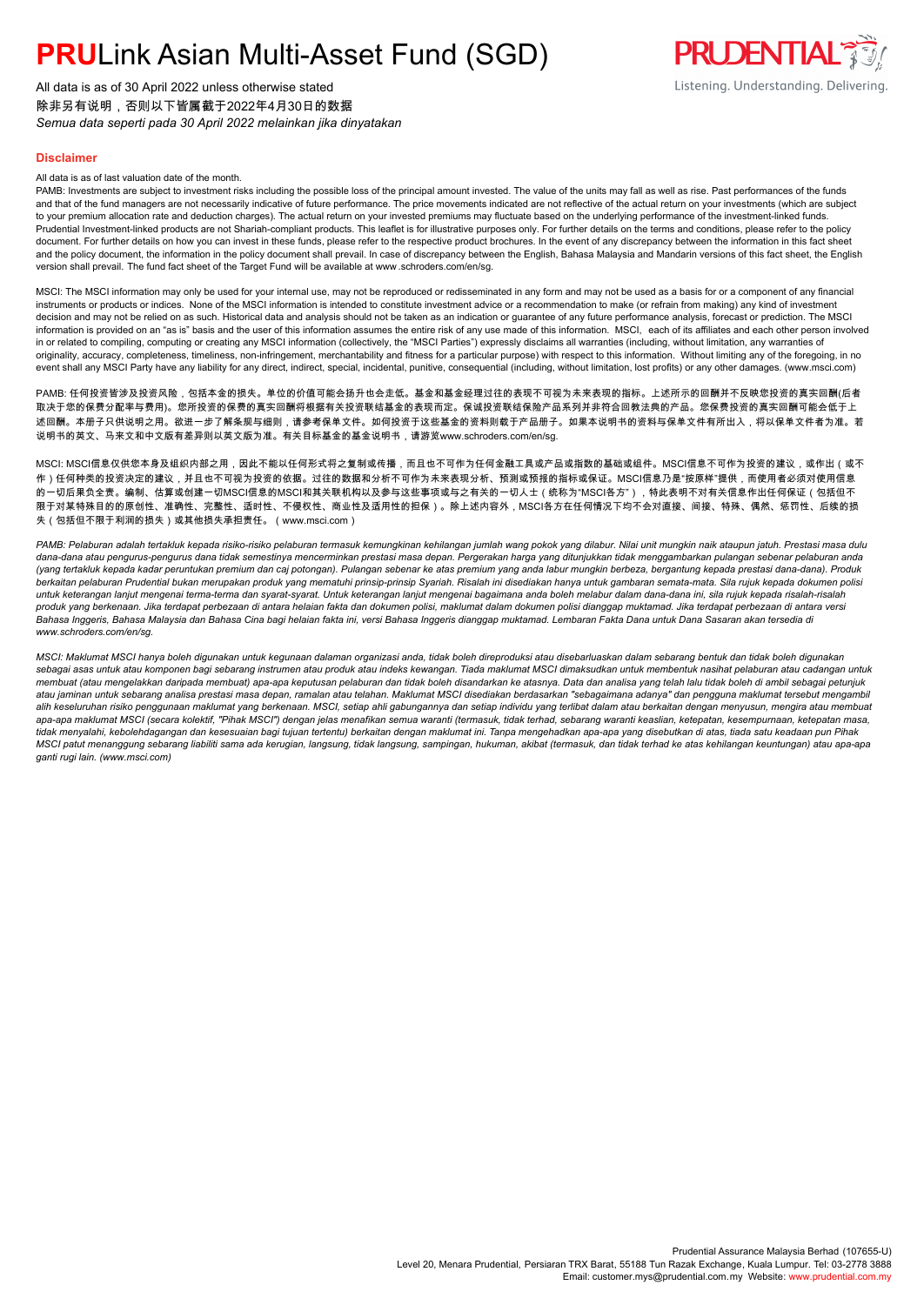# **PRU**Link Asian Multi-Asset Fund (SGD)

All data is as of 30 April 2022 unless otherwise stated

除非另有说明，否则以下皆属截于2022年4月30日的数据

*Semua data seperti pada 30 April 2022 melainkan jika dinyatakan*

Listening. Understanding. Delivering.

## Disclaimer

All data is as of last valuation date of the month.

PAMB: Investments are subject to investment risks including the possible loss of the principal amount invested. The value of the units may fall as well as rise. Past performances of the funds and that of the fund managers are not necessarily indicative of future performance. The price movements indicated are not reflective of the actual return on your investments (which are subject to your premium allocation rate and deduction charges). The actual return on your invested premiums may fluctuate based on the underlying performance of the investment-linked funds. Prudential Investment-linked products are not Shariah-compliant products. This leaflet is for illustrative purposes only. For further details on the terms and conditions, please refer to the policy document. For further details on how you can invest in these funds, please refer to the respective product brochures. In the event of any discrepancy between the information in this fact sheet and the policy document, the information in the policy document shall prevail. In case of discrepancy between the English, Bahasa Malaysia and Mandarin versions of this fact sheet, the English version shall prevail. The fund fact sheet of the Target Fund will be available at www .schroders.com/en/sg.

MSCI: The MSCI information may only be used for your internal use, may not be reproduced or redisseminated in any form and may not be used as a basis for or a component of any financial instruments or products or indices. None of the MSCI information is intended to constitute investment advice or a recommendation to make (or refrain from making) any kind of investment decision and may not be relied on as such. Historical data and analysis should not be taken as an indication or guarantee of any future performance analysis, forecast or prediction. The MSCI information is provided on an "as is" basis and the user of this information assumes the entire risk of any use made of this information. MSCI, each of its affiliates and each other person involved in or related to compiling, computing or creating any MSCI information (collectively, the "MSCI Parties") expressly disclaims all warranties (including, without limitation, any warranties of originality, accuracy, completeness, timeliness, non-infringement, merchantability and fitness for a particular purpose) with respect to this information. Without limiting any of the foregoing, in no event shall any MSCI Party have any liability for any direct, indirect, special, incidental, punitive, consequential (including, without limitation, lost profits) or any other damages. (www.msci.com)

PAMB: 任何投资皆涉及投资风险，包括本金的损失。单位的价值可能会扬升也会走低。基金和基金经理过往的表现不可视为未来表现的指标。上述所示的回酬并不反映您投资的真实回酬(后者取决于您的保费分配率与费用)。您所投资的保费的真实回酬将根据有关投资联结基金的表现而定。保诚投资联结保险产品系列并非符合回教法典的产品。您保费投资的真实回酬可能会低于上述回酬。本册子只供说明之用。欲进一步了解条规与细则，请参考保单文件。如何投资于这些基金的资料则载于产品册子。如果本说明书的资料与保单文件有所出入，将以保单文件者为准。若说明书的英文、马来文和中文版有差异则以英文版为准。有关目标基金的基金说明书，请游览www.schroders.com/en/sg.

MSCI: MSCI信息仅供您本身及组织内部之用，因此不能以任何形式将之复制或传播，而且也不可作为任何金融工具或产品或指数的基础或组件。MSCI信息不可作为投资的建议，或作出（或不作）任何种类的投资决定的建议，并且也不可视为投资的依据。过往的数据和分析不可作为未来表现分析、预测或预报的指标或保证。MSCI信息乃是"按原样"提供，而使用者必须对使用信息的一切后果负全责。编制、估算或创建一切MSCI信息的MSCI和其关联机构以及参与这些事项或与之有关的一切人士（统称为"MSCI各方"），特此表明不对有关信息作出任何保证（包括但不限于对某特殊目的的原创性、准确性、完整性、适时性、不侵权性、商业性及适用性的担保）。除上述内容外，MSCI各方在任何情况下均不会对直接、间接、特殊、偶然、惩罚性、后续的损失（包括但不限于利润的损失）或其他损失承担责任。（www.msci.com）

*PAMB: Pelaburan adalah tertakluk kepada risiko-risiko pelaburan termasuk kemungkinan kehilangan jumlah wang pokok yang dilabur. Nilai unit mungkin naik ataupun jatuh. Prestasi masa dulu dana-dana atau pengurus-pengurus dana tidak semestinya mencerminkan prestasi masa depan. Pergerakan harga yang ditunjukkan tidak menggambarkan pulangan sebenar pelaburan anda (yang tertakluk kepada kadar peruntukan premium dan caj potongan). Pulangan sebenar ke atas premium yang anda labur mungkin berbeza, bergantung kepada prestasi dana-dana). Produk berkaitan pelaburan Prudential bukan merupakan produk yang mematuhi prinsip-prinsip Syariah. Risalah ini disediakan hanya untuk gambaran semata-mata. Sila rujuk kepada dokumen polisi untuk keterangan lanjut mengenai terma-terma dan syarat-syarat. Untuk keterangan lanjut mengenai bagaimana anda boleh melabur dalam dana-dana ini, sila rujuk kepada risalah-risalah produk yang berkenaan. Jika terdapat perbezaan di antara helaian fakta dan dokumen polisi, maklumat dalam dokumen polisi dianggap muktamad. Jika terdapat perbezaan di antara versi Bahasa Inggeris, Bahasa Malaysia dan Bahasa Cina bagi helaian fakta ini, versi Bahasa Inggeris dianggap muktamad. Lembaran Fakta Dana untuk Dana Sasaran akan tersedia di www.schroders.com/en/sg.*

*MSCI: Maklumat MSCI hanya boleh digunakan untuk kegunaan dalaman organizasi anda, tidak boleh direproduksi atau disebarluaskan dalam sebarang bentuk dan tidak boleh digunakan sebagai asas untuk atau komponen bagi sebarang instrumen atau produk atau indeks kewangan. Tiada maklumat MSCI dimaksudkan untuk membentuk nasihat pelaburan atau cadangan untuk membuat (atau mengelakkan daripada membuat) apa-apa keputusan pelaburan dan tidak boleh disandarkan ke atasnya. Data dan analisa yang telah lalu tidak boleh di ambil sebagai petunjuk atau jaminan untuk sebarang analisa prestasi masa depan, ramalan atau telahan. Maklumat MSCI disediakan berdasarkan "sebagaimana adanya" dan pengguna maklumat tersebut mengambil alih keseluruhan risiko penggunaan maklumat yang berkenaan. MSCI, setiap ahli gabungannya dan setiap individu yang terlibat dalam atau berkaitan dengan menyusun, mengira atau membuat apa-apa maklumat MSCI (secara kolektif, "Pihak MSCI") dengan jelas menafikan semua waranti (termasuk, tidak terhad, sebarang waranti keaslian, ketepatan, kesempurnaan, ketepatan masa, tidak menyalahi, kebolehdagangan dan kesesuaian bagi tujuan tertentu) berkaitan dengan maklumat ini. Tanpa mengehadkan apa-apa yang disebutkan di atas, tiada satu keadaan pun Pihak MSCI patut menanggung sebarang liabiliti sama ada kerugian, langsung, tidak langsung, sampingan, hukuman, akibat (termasuk, dan tidak terhad ke atas kehilangan keuntungan) atau apa-apa ganti rugi lain. (www.msci.com)*

Prudential Assurance Malaysia Berhad (107655-U)
Level 20, Menara Prudential, Persiaran TRX Barat, 55188 Tun Razak Exchange, Kuala Lumpur. Tel: 03-2778 3888
Email: customer.mys@prudential.com.my Website: www.prudential.com.my